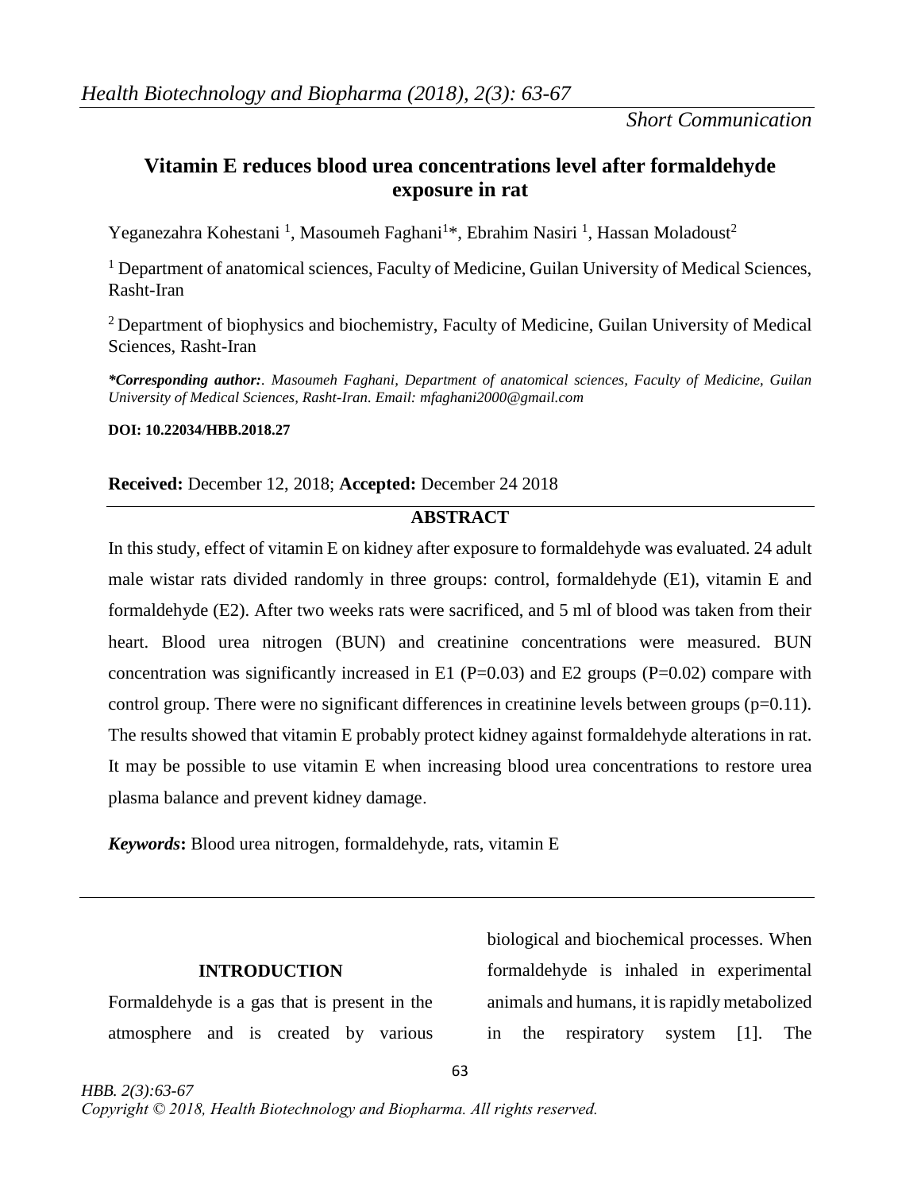*Short Communication*

# Vitamin E reduces blood urea concentrations level after formaldehyde exposure in rat

Yeganezahra Kohestani [1], Masoumeh Faghani[1]*, Ebrahim Nasiri [1], Hassan Moladoust[2]

[1] Department of anatomical sciences, Faculty of Medicine, Guilan University of Medical Sciences, Rasht-Iran

[2] Department of biophysics and biochemistry, Faculty of Medicine, Guilan University of Medical Sciences, Rasht-Iran

***Corresponding author:**. *Masoumeh Faghani, Department of anatomical sciences, Faculty of Medicine, Guilan University of Medical Sciences, Rasht-Iran. Email: mfaghani2000@gmail.com*

**DOI: 10.22034/HBB.2018.27**

**Received:** December 12, 2018; **Accepted:** December 24 2018

## ABSTRACT

In this study, effect of vitamin E on kidney after exposure to formaldehyde was evaluated. 24 adult male wistar rats divided randomly in three groups: control, formaldehyde (E1), vitamin E and formaldehyde (E2). After two weeks rats were sacrificed, and 5 ml of blood was taken from their heart. Blood urea nitrogen (BUN) and creatinine concentrations were measured. BUN concentration was significantly increased in E1 ($P=0.03$) and E2 groups ($P=0.02$) compare with control group. There were no significant differences in creatinine levels between groups ($p=0.11$). The results showed that vitamin E probably protect kidney against formaldehyde alterations in rat. It may be possible to use vitamin E when increasing blood urea concentrations to restore urea plasma balance and prevent kidney damage.

***Keywords*:** Blood urea nitrogen, formaldehyde, rats, vitamin E

## INTRODUCTION

Formaldehyde is a gas that is present in the atmosphere and is created by various biological and biochemical processes. When formaldehyde is inhaled in experimental animals and humans, it is rapidly metabolized in the respiratory system [1]. The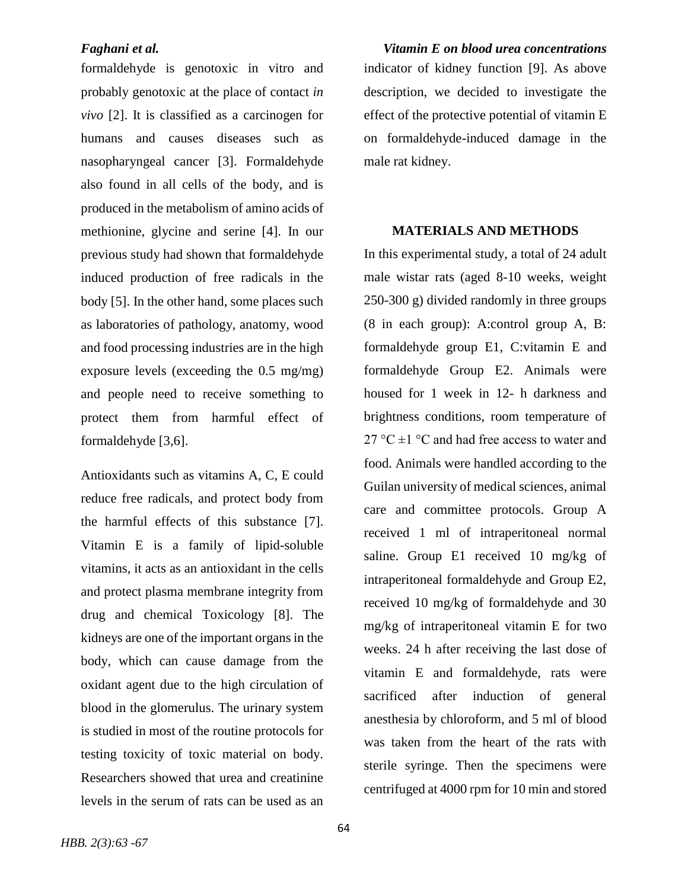formaldehyde is genotoxic in vitro and probably genotoxic at the place of contact *in vivo* [2]. It is classified as a carcinogen for humans and causes diseases such as nasopharyngeal cancer [3]. Formaldehyde also found in all cells of the body, and is produced in the metabolism of amino acids of methionine, glycine and serine [4]. In our previous study had shown that formaldehyde induced production of free radicals in the body [5]. In the other hand, some places such as laboratories of pathology, anatomy, wood and food processing industries are in the high exposure levels (exceeding the 0.5 mg/mg) and people need to receive something to protect them from harmful effect of formaldehyde [3,6].

Antioxidants such as vitamins A, C, E could reduce free radicals, and protect body from the harmful effects of this substance [7]. Vitamin E is a family of lipid-soluble vitamins, it acts as an antioxidant in the cells and protect plasma membrane integrity from drug and chemical Toxicology [8]. The kidneys are one of the important organs in the body, which can cause damage from the oxidant agent due to the high circulation of blood in the glomerulus. The urinary system is studied in most of the routine protocols for testing toxicity of toxic material on body. Researchers showed that urea and creatinine levels in the serum of rats can be used as an indicator of kidney function [9]. As above description, we decided to investigate the effect of the protective potential of vitamin E on formaldehyde-induced damage in the male rat kidney.

## MATERIALS AND METHODS

In this experimental study, a total of 24 adult male wistar rats (aged 8-10 weeks, weight 250-300 g) divided randomly in three groups (8 in each group): A:control group A, B: formaldehyde group E1, C:vitamin E and formaldehyde Group E2. Animals were housed for 1 week in 12- h darkness and brightness conditions, room temperature of 27 °C ±1 °C and had free access to water and food. Animals were handled according to the Guilan university of medical sciences, animal care and committee protocols. Group A received 1 ml of intraperitoneal normal saline. Group E1 received 10 mg/kg of intraperitoneal formaldehyde and Group E2, received 10 mg/kg of formaldehyde and 30 mg/kg of intraperitoneal vitamin E for two weeks. 24 h after receiving the last dose of vitamin E and formaldehyde, rats were sacrificed after induction of general anesthesia by chloroform, and 5 ml of blood was taken from the heart of the rats with sterile syringe. Then the specimens were centrifuged at 4000 rpm for 10 min and stored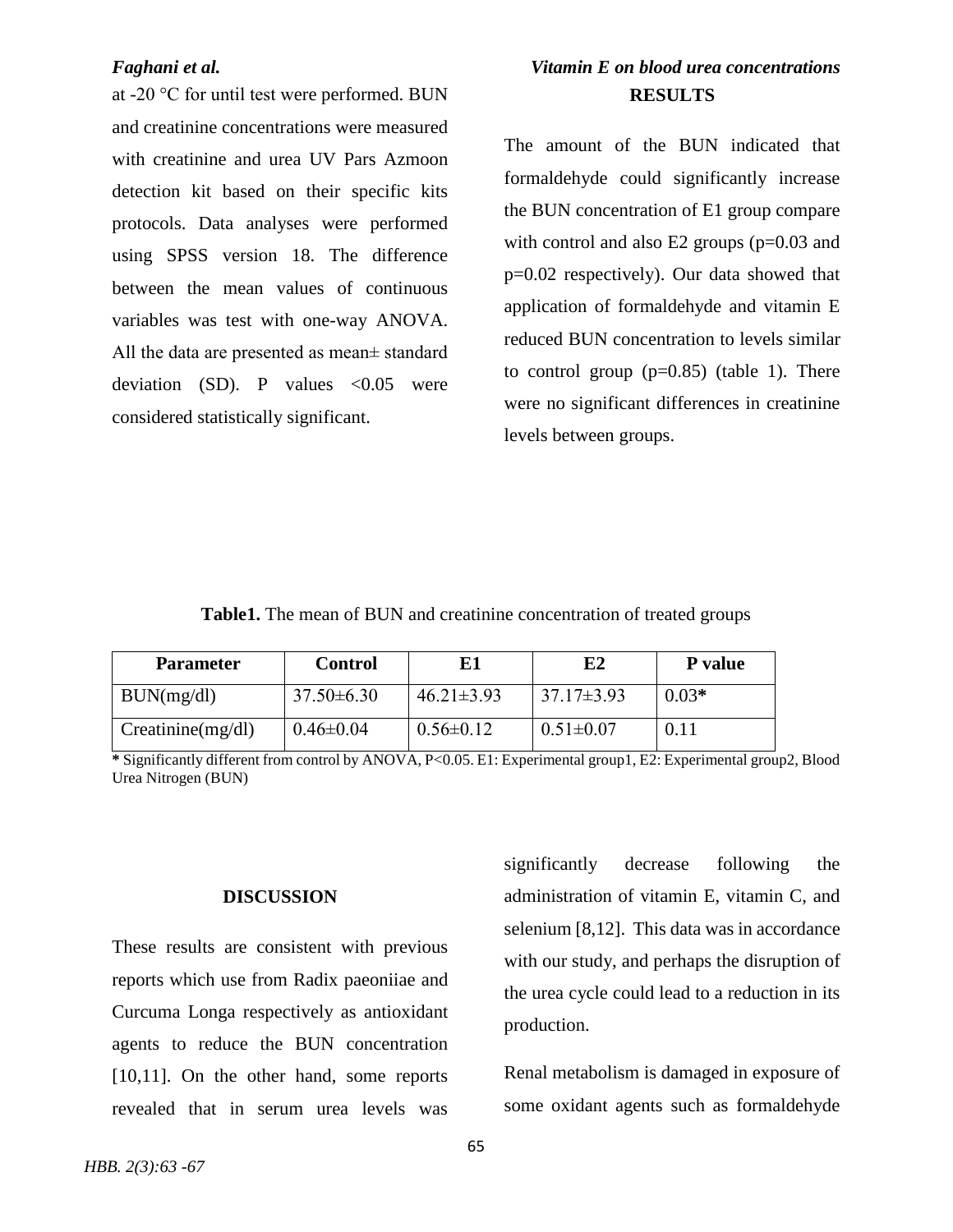at -20 °C for until test were performed. BUN and creatinine concentrations were measured with creatinine and urea UV Pars Azmoon detection kit based on their specific kits protocols. Data analyses were performed using SPSS version 18. The difference between the mean values of continuous variables was test with one-way ANOVA. All the data are presented as mean± standard deviation (SD). P values <0.05 were considered statistically significant.

## RESULTS

The amount of the BUN indicated that formaldehyde could significantly increase the BUN concentration of E1 group compare with control and also E2 groups (p=0.03 and p=0.02 respectively). Our data showed that application of formaldehyde and vitamin E reduced BUN concentration to levels similar to control group (p=0.85) (table 1). There were no significant differences in creatinine levels between groups.

**Table1.** The mean of BUN and creatinine concentration of treated groups

| Parameter | Control | E1 | E2 | P value |
|---|---|---|---|---|
| BUN(mg/dl) | 37.50±6.30 | 46.21±3.93 | 37.17±3.93 | 0.03* |
| Creatinine(mg/dl) | 0.46±0.04 | 0.56±0.12 | 0.51±0.07 | 0.11 |

* Significantly different from control by ANOVA, P<0.05. E1: Experimental group1, E2: Experimental group2, Blood Urea Nitrogen (BUN)

## DISCUSSION

These results are consistent with previous reports which use from Radix paeoniiae and Curcuma Longa respectively as antioxidant agents to reduce the BUN concentration [10,11]. On the other hand, some reports revealed that in serum urea levels was significantly decrease following the administration of vitamin E, vitamin C, and selenium [8,12]. This data was in accordance with our study, and perhaps the disruption of the urea cycle could lead to a reduction in its production.

Renal metabolism is damaged in exposure of some oxidant agents such as formaldehyde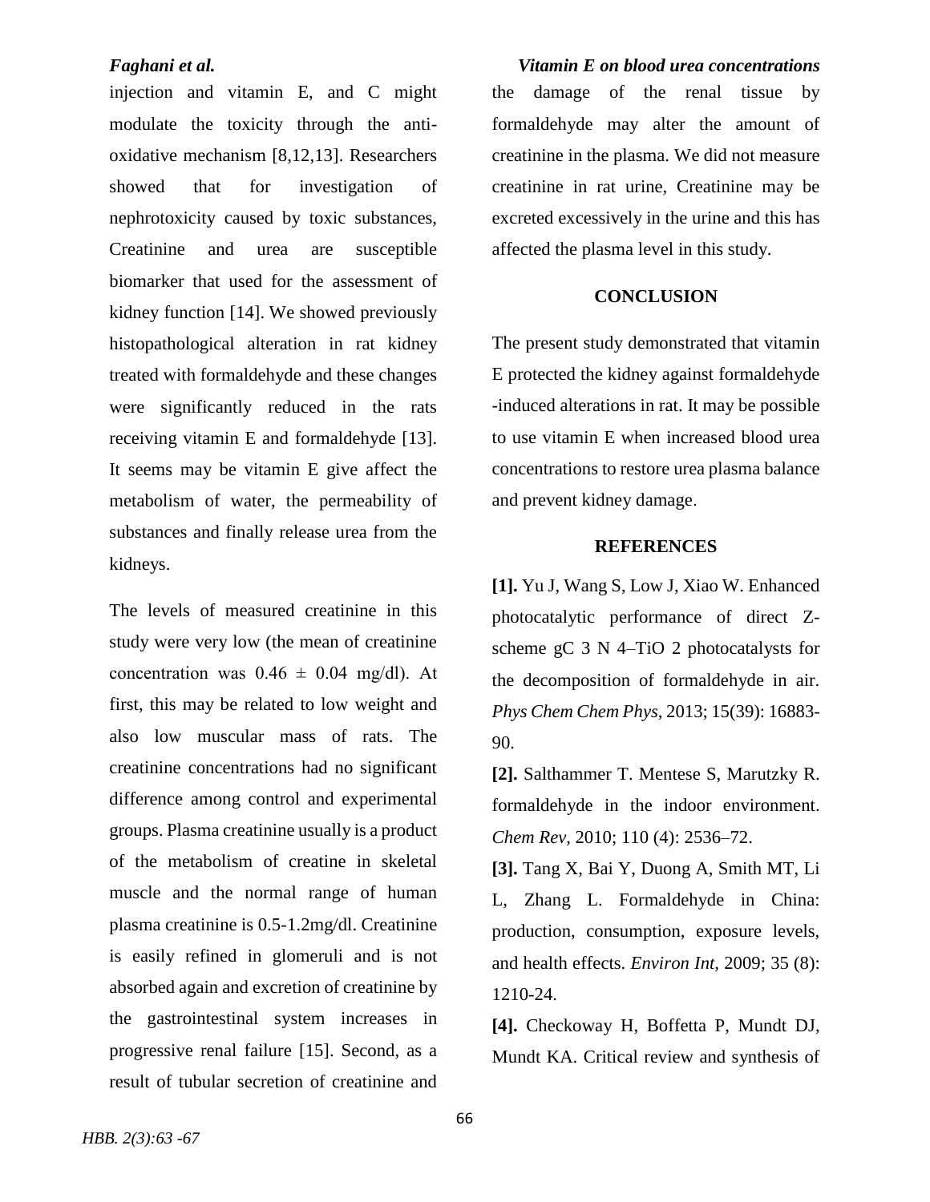injection and vitamin E, and C might modulate the toxicity through the anti-oxidative mechanism [8,12,13]. Researchers showed that for investigation of nephrotoxicity caused by toxic substances, Creatinine and urea are susceptible biomarker that used for the assessment of kidney function [14]. We showed previously histopathological alteration in rat kidney treated with formaldehyde and these changes were significantly reduced in the rats receiving vitamin E and formaldehyde [13]. It seems may be vitamin E give affect the metabolism of water, the permeability of substances and finally release urea from the kidneys.

The levels of measured creatinine in this study were very low (the mean of creatinine concentration was $0.46 \pm 0.04$ mg/dl). At first, this may be related to low weight and also low muscular mass of rats. The creatinine concentrations had no significant difference among control and experimental groups. Plasma creatinine usually is a product of the metabolism of creatine in skeletal muscle and the normal range of human plasma creatinine is 0.5-1.2mg/dl. Creatinine is easily refined in glomeruli and is not absorbed again and excretion of creatinine by the gastrointestinal system increases in progressive renal failure [15]. Second, as a result of tubular secretion of creatinine and the damage of the renal tissue by formaldehyde may alter the amount of creatinine in the plasma. We did not measure creatinine in rat urine, Creatinine may be excreted excessively in the urine and this has affected the plasma level in this study.

## CONCLUSION

The present study demonstrated that vitamin E protected the kidney against formaldehyde -induced alterations in rat. It may be possible to use vitamin E when increased blood urea concentrations to restore urea plasma balance and prevent kidney damage.

## REFERENCES

**[1].** Yu J, Wang S, Low J, Xiao W. Enhanced photocatalytic performance of direct Z-scheme gC 3 N 4–TiO 2 photocatalysts for the decomposition of formaldehyde in air. *Phys Chem Chem Phys,* 2013; 15(39): 16883-90.

**[2].** Salthammer T. Mentese S, Marutzky R. formaldehyde in the indoor environment. *Chem Rev,* 2010; 110 (4): 2536–72.

**[3].** Tang X, Bai Y, Duong A, Smith MT, Li L, Zhang L. Formaldehyde in China: production, consumption, exposure levels, and health effects. *Environ Int,* 2009; 35 (8): 1210-24.

**[4].** Checkoway H, Boffetta P, Mundt DJ, Mundt KA. Critical review and synthesis of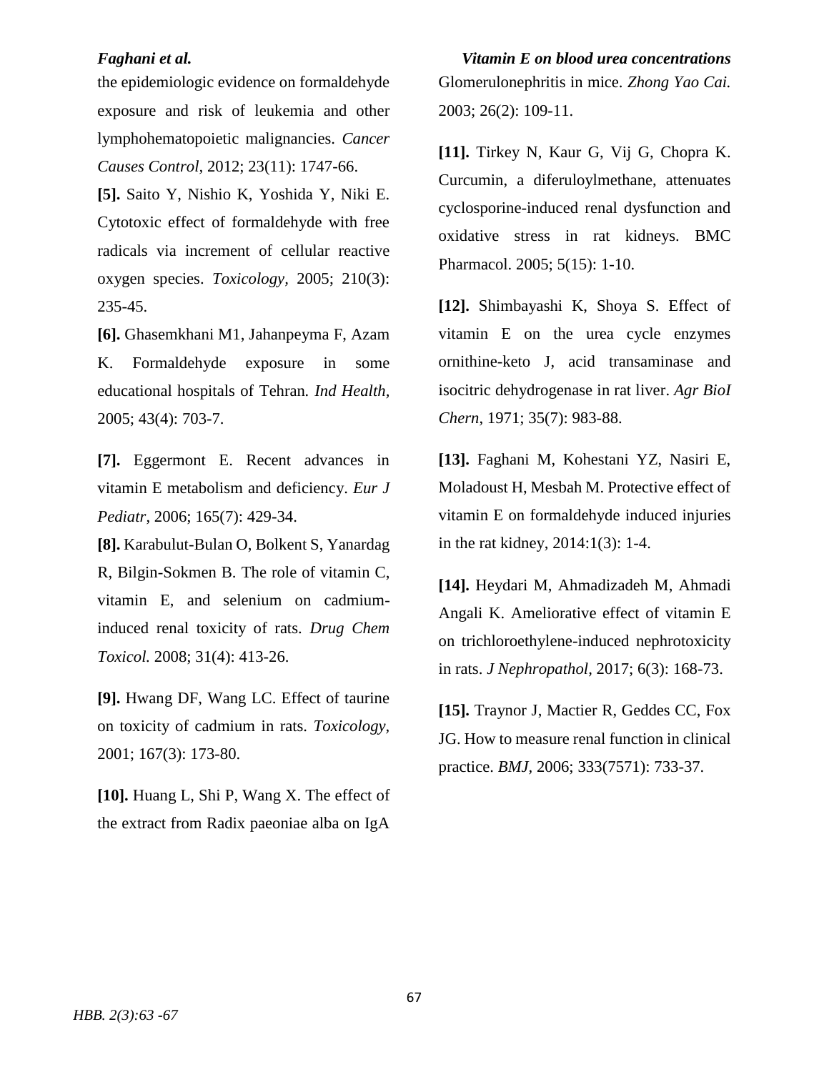the epidemiologic evidence on formaldehyde exposure and risk of leukemia and other lymphohematopoietic malignancies. *Cancer Causes Control*, 2012; 23(11): 1747-66.

**[5].** Saito Y, Nishio K, Yoshida Y, Niki E. Cytotoxic effect of formaldehyde with free radicals via increment of cellular reactive oxygen species. *Toxicology*, 2005; 210(3): 235-45.

**[6].** Ghasemkhani M1, Jahanpeyma F, Azam K. Formaldehyde exposure in some educational hospitals of Tehran. *Ind Health*, 2005; 43(4): 703-7.

**[7].** Eggermont E. Recent advances in vitamin E metabolism and deficiency. *Eur J Pediatr*, 2006; 165(7): 429-34.

**[8].** Karabulut-Bulan O, Bolkent S, Yanardag R, Bilgin-Sokmen B. The role of vitamin C, vitamin E, and selenium on cadmium-induced renal toxicity of rats. *Drug Chem Toxicol.* 2008; 31(4): 413-26.

**[9].** Hwang DF, Wang LC. Effect of taurine on toxicity of cadmium in rats. *Toxicology*, 2001; 167(3): 173-80.

**[10].** Huang L, Shi P, Wang X. The effect of the extract from Radix paeoniae alba on IgA Glomerulonephritis in mice. *Zhong Yao Cai.* 2003; 26(2): 109-11.

**[11].** Tirkey N, Kaur G, Vij G, Chopra K. Curcumin, a diferuloylmethane, attenuates cyclosporine-induced renal dysfunction and oxidative stress in rat kidneys. BMC Pharmacol. 2005; 5(15): 1-10.

**[12].** Shimbayashi K, Shoya S. Effect of vitamin E on the urea cycle enzymes ornithine-keto J, acid transaminase and isocitric dehydrogenase in rat liver. *Agr BioI Chern*, 1971; 35(7): 983-88.

**[13].** Faghani M, Kohestani YZ, Nasiri E, Moladoust H, Mesbah M. Protective effect of vitamin E on formaldehyde induced injuries in the rat kidney, 2014:1(3): 1-4.

**[14].** Heydari M, Ahmadizadeh M, Ahmadi Angali K. Ameliorative effect of vitamin E on trichloroethylene-induced nephrotoxicity in rats. *J Nephropathol*, 2017; 6(3): 168-73.

**[15].** Traynor J, Mactier R, Geddes CC, Fox JG. How to measure renal function in clinical practice. *BMJ*, 2006; 333(7571): 733-37.